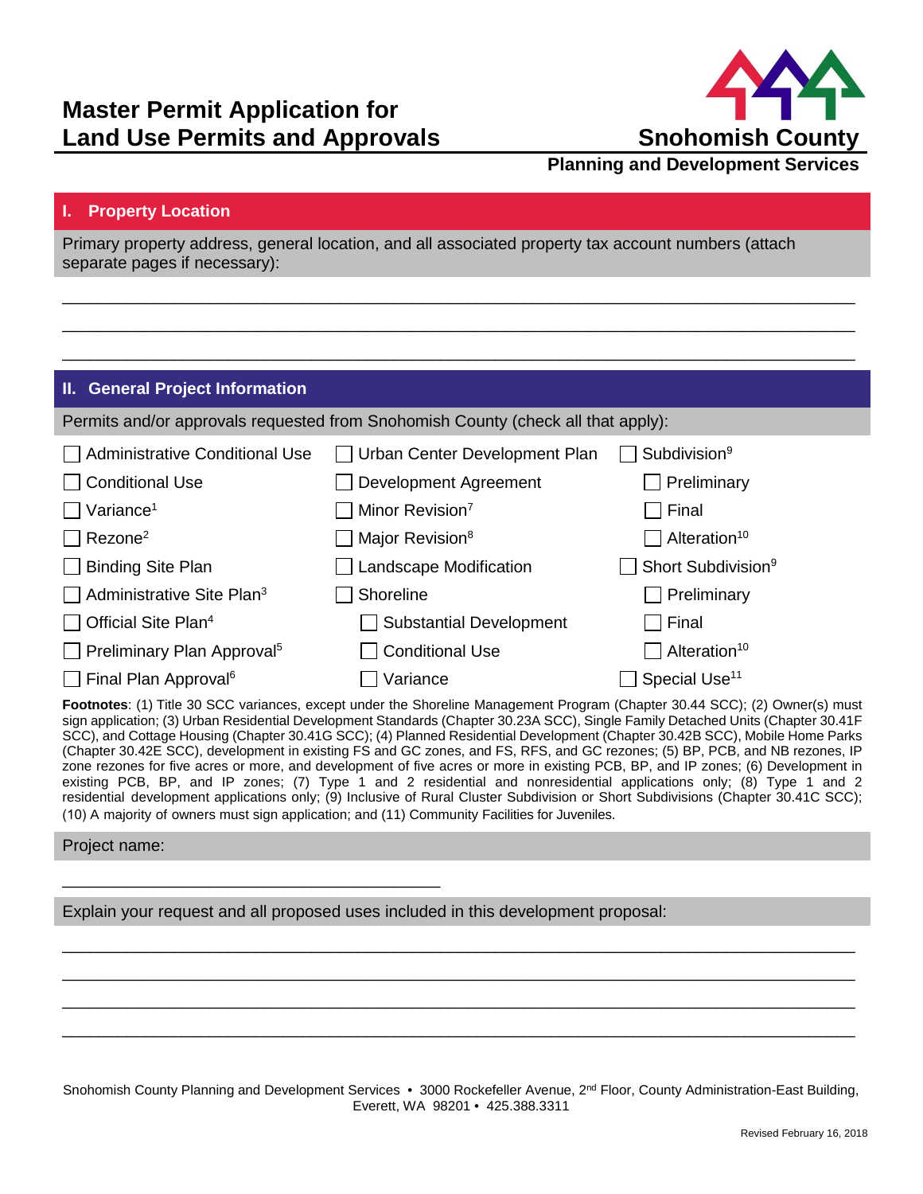# Master Permit Application for Land Use Permits and Approvals

**Snohomish County**

**Planning and Development Services**

## I. Property Location

Primary property address, general location, and all associated property tax account numbers (attach separate pages if necessary):

\_\_\_\_\_\_\_\_\_\_\_\_\_\_\_\_\_\_\_\_\_\_\_\_\_\_\_\_\_\_\_\_\_\_\_\_\_\_\_\_\_\_\_\_\_\_\_\_\_\_\_\_\_\_\_\_\_\_\_\_\_\_\_\_\_\_\_\_\_\_\_\_\_\_\_\_\_\_

\_\_\_\_\_\_\_\_\_\_\_\_\_\_\_\_\_\_\_\_\_\_\_\_\_\_\_\_\_\_\_\_\_\_\_\_\_\_\_\_\_\_\_\_\_\_\_\_\_\_\_\_\_\_\_\_\_\_\_\_\_\_\_\_\_\_\_\_\_\_\_\_\_\_\_\_\_\_

\_\_\_\_\_\_\_\_\_\_\_\_\_\_\_\_\_\_\_\_\_\_\_\_\_\_\_\_\_\_\_\_\_\_\_\_\_\_\_\_\_\_\_\_\_\_\_\_\_\_\_\_\_\_\_\_\_\_\_\_\_\_\_\_\_\_\_\_\_\_\_\_\_\_\_\_\_\_

## II. General Project Information

Permits and/or approvals requested from Snohomish County (check all that apply):

- ☐ Administrative Conditional Use
- ☐ Conditional Use
- ☐ Variance[1]
- ☐ Rezone[2]
- ☐ Binding Site Plan
- ☐ Administrative Site Plan[3]
- ☐ Official Site Plan[4]
- ☐ Preliminary Plan Approval[5]
- ☐ Final Plan Approval[6]
- ☐ Urban Center Development Plan
- ☐ Development Agreement
- ☐ Minor Revision[7]
- ☐ Major Revision[8]
- ☐ Landscape Modification
- ☐ Shoreline
  - ☐ Substantial Development
  - ☐ Conditional Use
  - ☐ Variance
- ☐ Subdivision[9]
  - ☐ Preliminary
  - ☐ Final
  - ☐ Alteration[10]
- ☐ Short Subdivision[9]
  - ☐ Preliminary
  - ☐ Final
  - ☐ Alteration[10]
- ☐ Special Use[11]

**Footnotes**: (1) Title 30 SCC variances, except under the Shoreline Management Program (Chapter 30.44 SCC); (2) Owner(s) must sign application; (3) Urban Residential Development Standards (Chapter 30.23A SCC), Single Family Detached Units (Chapter 30.41F SCC), and Cottage Housing (Chapter 30.41G SCC); (4) Planned Residential Development (Chapter 30.42B SCC), Mobile Home Parks (Chapter 30.42E SCC), development in existing FS and GC zones, and FS, RFS, and GC rezones; (5) BP, PCB, and NB rezones, IP zone rezones for five acres or more, and development of five acres or more in existing PCB, BP, and IP zones; (6) Development in existing PCB, BP, and IP zones; (7) Type 1 and 2 residential and nonresidential applications only; (8) Type 1 and 2 residential development applications only; (9) Inclusive of Rural Cluster Subdivision or Short Subdivisions (Chapter 30.41C SCC); (10) A majority of owners must sign application; and (11) Community Facilities for Juveniles.

Project name:

\_\_\_\_\_\_\_\_\_\_\_\_\_\_\_\_\_\_\_\_\_\_\_\_\_\_\_\_\_\_\_\_\_\_\_\_\_\_\_\_

Explain your request and all proposed uses included in this development proposal:

\_\_\_\_\_\_\_\_\_\_\_\_\_\_\_\_\_\_\_\_\_\_\_\_\_\_\_\_\_\_\_\_\_\_\_\_\_\_\_\_\_\_\_\_\_\_\_\_\_\_\_\_\_\_\_\_\_\_\_\_\_\_\_\_\_\_\_\_\_\_\_\_\_\_\_\_\_\_

\_\_\_\_\_\_\_\_\_\_\_\_\_\_\_\_\_\_\_\_\_\_\_\_\_\_\_\_\_\_\_\_\_\_\_\_\_\_\_\_\_\_\_\_\_\_\_\_\_\_\_\_\_\_\_\_\_\_\_\_\_\_\_\_\_\_\_\_\_\_\_\_\_\_\_\_\_\_

\_\_\_\_\_\_\_\_\_\_\_\_\_\_\_\_\_\_\_\_\_\_\_\_\_\_\_\_\_\_\_\_\_\_\_\_\_\_\_\_\_\_\_\_\_\_\_\_\_\_\_\_\_\_\_\_\_\_\_\_\_\_\_\_\_\_\_\_\_\_\_\_\_\_\_\_\_\_

\_\_\_\_\_\_\_\_\_\_\_\_\_\_\_\_\_\_\_\_\_\_\_\_\_\_\_\_\_\_\_\_\_\_\_\_\_\_\_\_\_\_\_\_\_\_\_\_\_\_\_\_\_\_\_\_\_\_\_\_\_\_\_\_\_\_\_\_\_\_\_\_\_\_\_\_\_\_

Snohomish County Planning and Development Services • 3000 Rockefeller Avenue, 2nd Floor, County Administration-East Building, Everett, WA 98201 • 425.388.3311

Revised February 16, 2018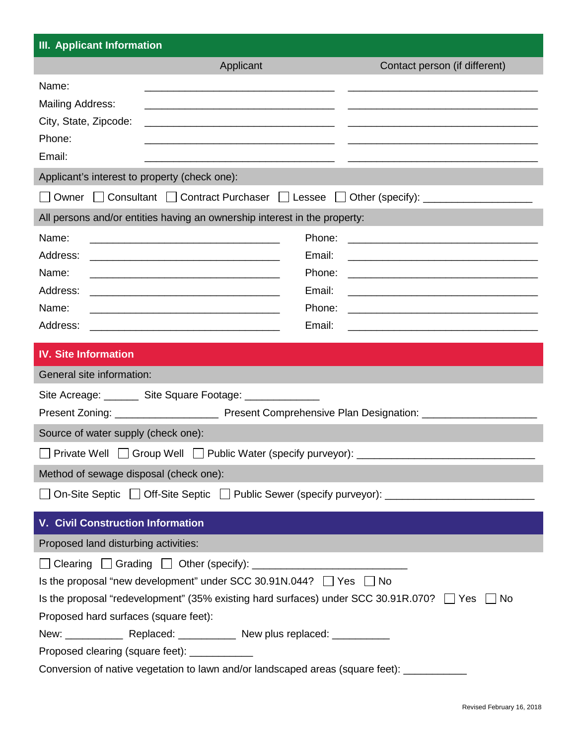## III. Applicant Information

| | Applicant | Contact person (if different) |
|---|---|---|
| Name: | ______________________ | ______________________ |
| Mailing Address: | ______________________ | ______________________ |
| City, State, Zipcode: | ______________________ | ______________________ |
| Phone: | ______________________ | ______________________ |
| Email: | ______________________ | ______________________ |

Applicant's interest to property (check one):

☐ Owner ☐ Consultant ☐ Contract Purchaser ☐ Lessee ☐ Other (specify): ____________

All persons and/or entities having an ownership interest in the property:

| | | | |
|---|---|---|---|
| Name: | ______________________ | Phone: | ______________________ |
| Address: | ______________________ | Email: | ______________________ |
| Name: | ______________________ | Phone: | ______________________ |
| Address: | ______________________ | Email: | ______________________ |
| Name: | ______________________ | Phone: | ______________________ |
| Address: | ______________________ | Email: | ______________________ |

## IV. Site Information

General site information:

Site Acreage: ______ Site Square Footage: _____________

Present Zoning: __________________ Present Comprehensive Plan Designation: ____________________

Source of water supply (check one):

☐ Private Well ☐ Group Well ☐ Public Water (specify purveyor): ____________________________

Method of sewage disposal (check one):

☐ On-Site Septic ☐ Off-Site Septic ☐ Public Sewer (specify purveyor): ________________________

## V. Civil Construction Information

Proposed land disturbing activities:

☐ Clearing ☐ Grading ☐ Other (specify): ________________________

Is the proposal "new development" under SCC 30.91N.044? ☐ Yes ☐ No

Is the proposal "redevelopment" (35% existing hard surfaces) under SCC 30.91R.070? ☐ Yes ☐ No

Proposed hard surfaces (square feet):

New: __________ Replaced: __________ New plus replaced: __________

Proposed clearing (square feet): ___________

Conversion of native vegetation to lawn and/or landscaped areas (square feet): ___________

Revised February 16, 2018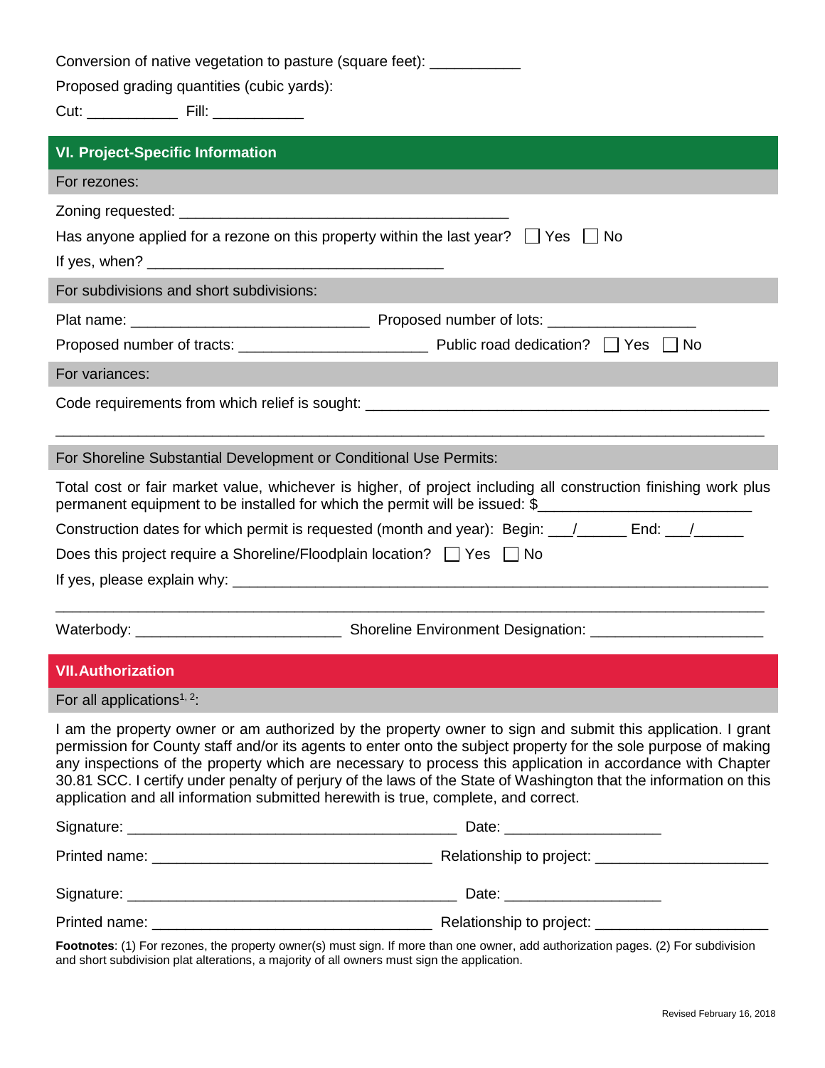Conversion of native vegetation to pasture (square feet): ___________

Proposed grading quantities (cubic yards):

Cut: ___________ Fill: ___________

## VI. Project-Specific Information

### For rezones:

Zoning requested: ________________________________________

Has anyone applied for a rezone on this property within the last year? ☐ Yes ☐ No

If yes, when? ____________________________________

### For subdivisions and short subdivisions:

Plat name: _____________________________ Proposed number of lots: __________________

Proposed number of tracts: _______________________ Public road dedication? ☐ Yes ☐ No

### For variances:

Code requirements from which relief is sought: ____________________________________________

_____________________________________________________________________________________

### For Shoreline Substantial Development or Conditional Use Permits:

Total cost or fair market value, whichever is higher, of project including all construction finishing work plus permanent equipment to be installed for which the permit will be issued: $_________________________

Construction dates for which permit is requested (month and year): Begin: ___/______ End: ___/______

Does this project require a Shoreline/Floodplain location? ☐ Yes ☐ No

If yes, please explain why: __________________________________________________________

_____________________________________________________________________________________

Waterbody: _________________________ Shoreline Environment Designation: _____________________

## VII. Authorization

### For all applications[1, 2]:

I am the property owner or am authorized by the property owner to sign and submit this application. I grant permission for County staff and/or its agents to enter onto the subject property for the sole purpose of making any inspections of the property which are necessary to process this application in accordance with Chapter 30.81 SCC. I certify under penalty of perjury of the laws of the State of Washington that the information on this application and all information submitted herewith is true, complete, and correct.

Signature: ________________________________________ Date: ___________________

Printed name: __________________________________ Relationship to project: _____________________

Signature: ________________________________________ Date: ___________________

Printed name: __________________________________ Relationship to project: _____________________

**Footnotes**: (1) For rezones, the property owner(s) must sign. If more than one owner, add authorization pages. (2) For subdivision and short subdivision plat alterations, a majority of all owners must sign the application.

Revised February 16, 2018